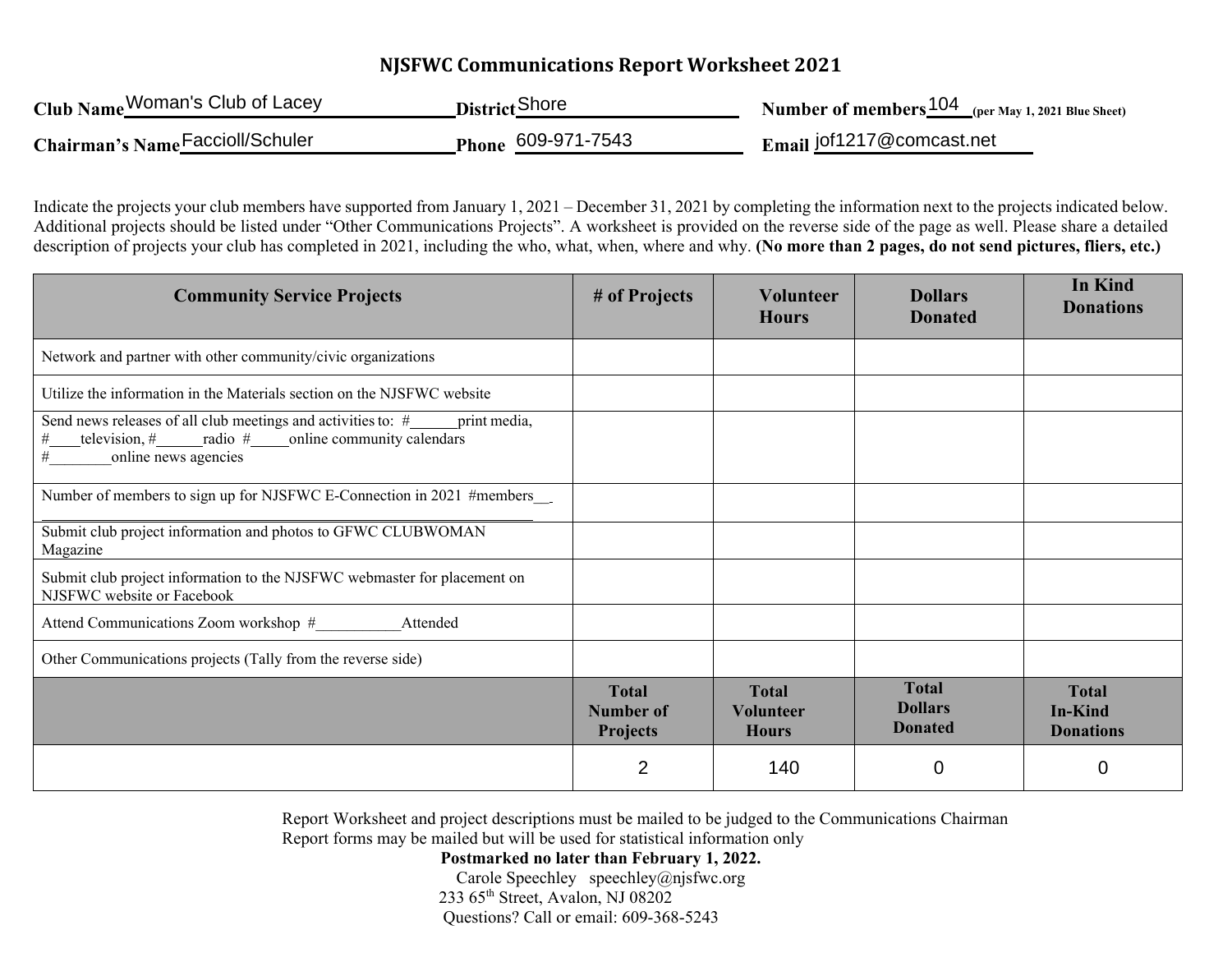# NJSFWC Communications Report Worksheet 2021

**Club Name** Woman's Club of Lacey **District** Shore **Number of members** 104 **(per May 1, 2021 Blue Sheet)**

**Chairman's Name** Faccioll/Schuler **Phone** 609-971-7543 **Email** jof1217@comcast.net

Indicate the projects your club members have supported from January 1, 2021 – December 31, 2021 by completing the information next to the projects indicated below. Additional projects should be listed under "Other Communications Projects". A worksheet is provided on the reverse side of the page as well. Please share a detailed description of projects your club has completed in 2021, including the who, what, when, where and why. **(No more than 2 pages, do not send pictures, fliers, etc.)**

| Community Service Projects | # of Projects | Volunteer Hours | Dollars Donated | In Kind Donations |
|---|---|---|---|---|
| Network and partner with other community/civic organizations | | | | |
| Utilize the information in the Materials section on the NJSFWC website | | | | |
| Send news releases of all club meetings and activities to: #______print media, #____television, #______radio #_____online community calendars #________online news agencies | | | | |
| Number of members to sign up for NJSFWC E-Connection in 2021 #members__ | | | | |
| Submit club project information and photos to GFWC CLUBWOMAN Magazine | | | | |
| Submit club project information to the NJSFWC webmaster for placement on NJSFWC website or Facebook | | | | |
| Attend Communications Zoom workshop #___________Attended | | | | |
| Other Communications projects (Tally from the reverse side) | | | | |
| | **Total Number of Projects** | **Total Volunteer Hours** | **Total Dollars Donated** | **Total In-Kind Donations** |
| | 2 | 140 | 0 | 0 |

Report Worksheet and project descriptions must be mailed to be judged to the Communications Chairman
Report forms may be mailed but will be used for statistical information only

**Postmarked no later than February 1, 2022.**

Carole Speechley speechley@njsfwc.org
233 65th Street, Avalon, NJ 08202
Questions? Call or email: 609-368-5243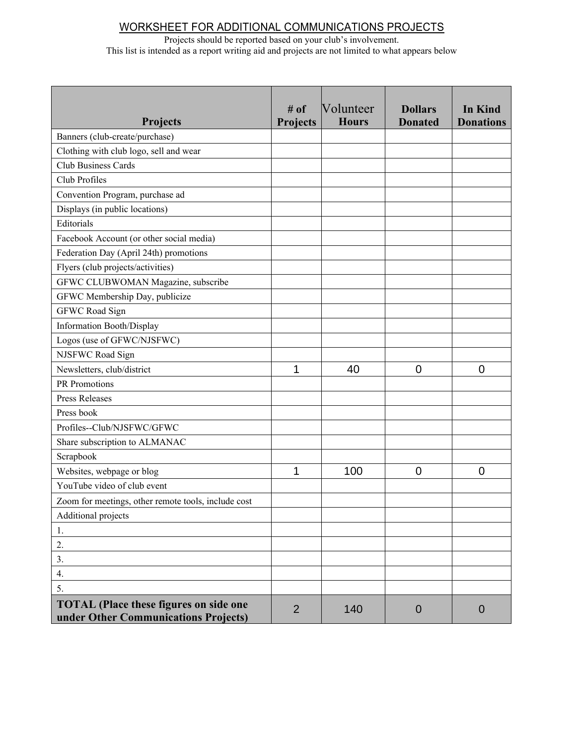## WORKSHEET FOR ADDITIONAL COMMUNICATIONS PROJECTS

Projects should be reported based on your club's involvement.
This list is intended as a report writing aid and projects are not limited to what appears below

| Projects | # of Projects | Volunteer Hours | Dollars Donated | In Kind Donations |
|---|---|---|---|---|
| Banners (club-create/purchase) | | | | |
| Clothing with club logo, sell and wear | | | | |
| Club Business Cards | | | | |
| Club Profiles | | | | |
| Convention Program, purchase ad | | | | |
| Displays (in public locations) | | | | |
| Editorials | | | | |
| Facebook Account (or other social media) | | | | |
| Federation Day (April 24th) promotions | | | | |
| Flyers (club projects/activities) | | | | |
| GFWC CLUBWOMAN Magazine, subscribe | | | | |
| GFWC Membership Day, publicize | | | | |
| GFWC Road Sign | | | | |
| Information Booth/Display | | | | |
| Logos (use of GFWC/NJSFWC) | | | | |
| NJSFWC Road Sign | | | | |
| Newsletters, club/district | 1 | 40 | 0 | 0 |
| PR Promotions | | | | |
| Press Releases | | | | |
| Press book | | | | |
| Profiles--Club/NJSFWC/GFWC | | | | |
| Share subscription to ALMANAC | | | | |
| Scrapbook | | | | |
| Websites, webpage or blog | 1 | 100 | 0 | 0 |
| YouTube video of club event | | | | |
| Zoom for meetings, other remote tools, include cost | | | | |
| Additional projects | | | | |
| 1. | | | | |
| 2. | | | | |
| 3. | | | | |
| 4. | | | | |
| 5. | | | | |
| **TOTAL (Place these figures on side one under Other Communications Projects)** | 2 | 140 | 0 | 0 |